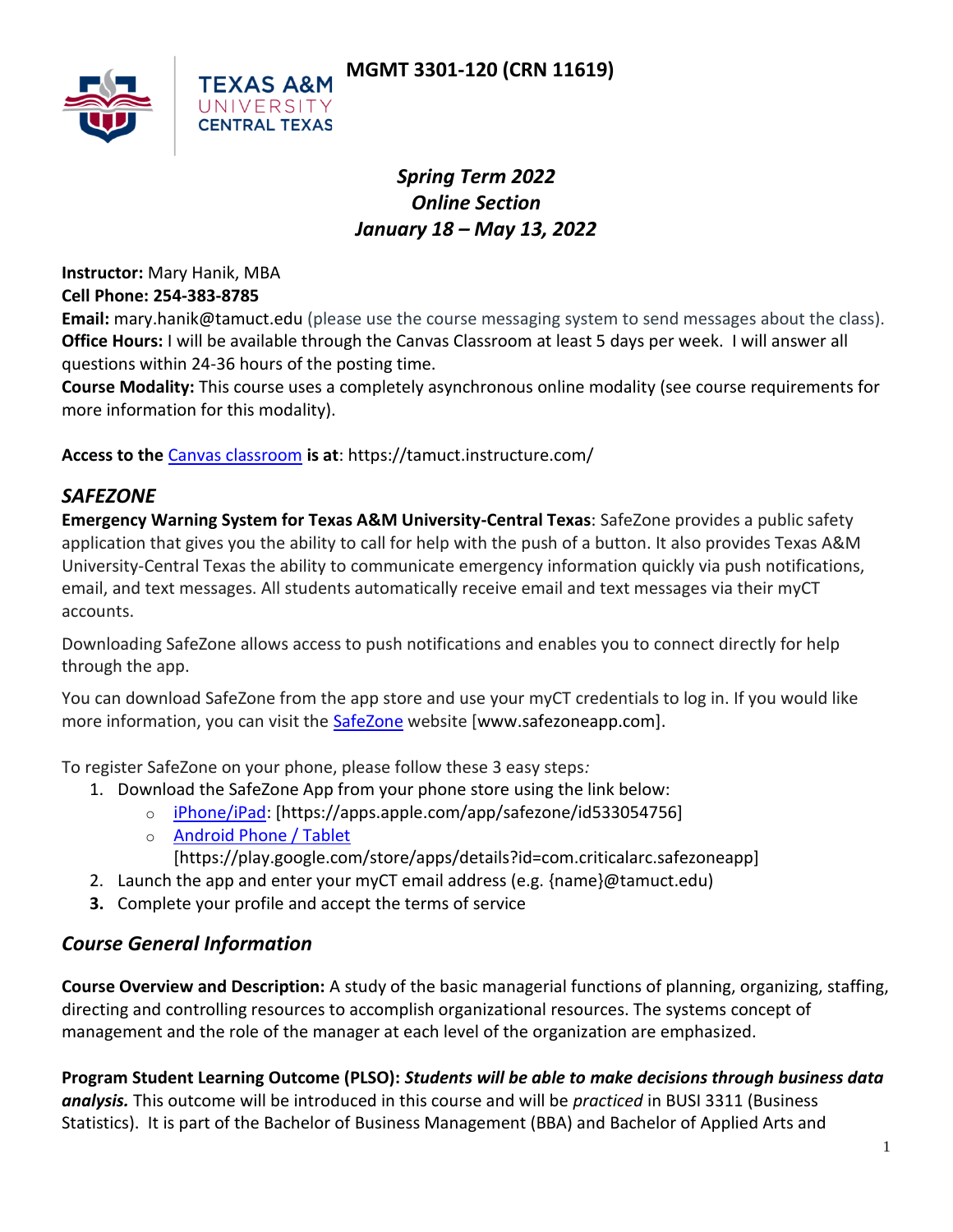# MGMT 3301-120 (CRN 11619)

TEXAS A&M UNIVERSITY CENTRAL TEXAS

***Spring Term 2022***
***Online Section***
***January 18 – May 13, 2022***

**Instructor:** Mary Hanik, MBA
**Cell Phone: 254-383-8785**
**Email:** mary.hanik@tamuct.edu (please use the course messaging system to send messages about the class).
**Office Hours:** I will be available through the Canvas Classroom at least 5 days per week. I will answer all questions within 24-36 hours of the posting time.
**Course Modality:** This course uses a completely asynchronous online modality (see course requirements for more information for this modality).

**Access to the** Canvas classroom **is at**: https://tamuct.instructure.com/

## *SAFEZONE*

**Emergency Warning System for Texas A&M University-Central Texas**: SafeZone provides a public safety application that gives you the ability to call for help with the push of a button. It also provides Texas A&M University-Central Texas the ability to communicate emergency information quickly via push notifications, email, and text messages. All students automatically receive email and text messages via their myCT accounts.

Downloading SafeZone allows access to push notifications and enables you to connect directly for help through the app.

You can download SafeZone from the app store and use your myCT credentials to log in. If you would like more information, you can visit the SafeZone website [www.safezoneapp.com].

To register SafeZone on your phone, please follow these 3 easy steps*:*

1. Download the SafeZone App from your phone store using the link below:
   - iPhone/iPad: [https://apps.apple.com/app/safezone/id533054756]
   - Android Phone / Tablet [https://play.google.com/store/apps/details?id=com.criticalarc.safezoneapp]
2. Launch the app and enter your myCT email address (e.g. {name}@tamuct.edu)
3. Complete your profile and accept the terms of service

## *Course General Information*

**Course Overview and Description:** A study of the basic managerial functions of planning, organizing, staffing, directing and controlling resources to accomplish organizational resources. The systems concept of management and the role of the manager at each level of the organization are emphasized.

**Program Student Learning Outcome (PLSO):** ***Students will be able to make decisions through business data analysis.*** This outcome will be introduced in this course and will be *practiced* in BUSI 3311 (Business Statistics). It is part of the Bachelor of Business Management (BBA) and Bachelor of Applied Arts and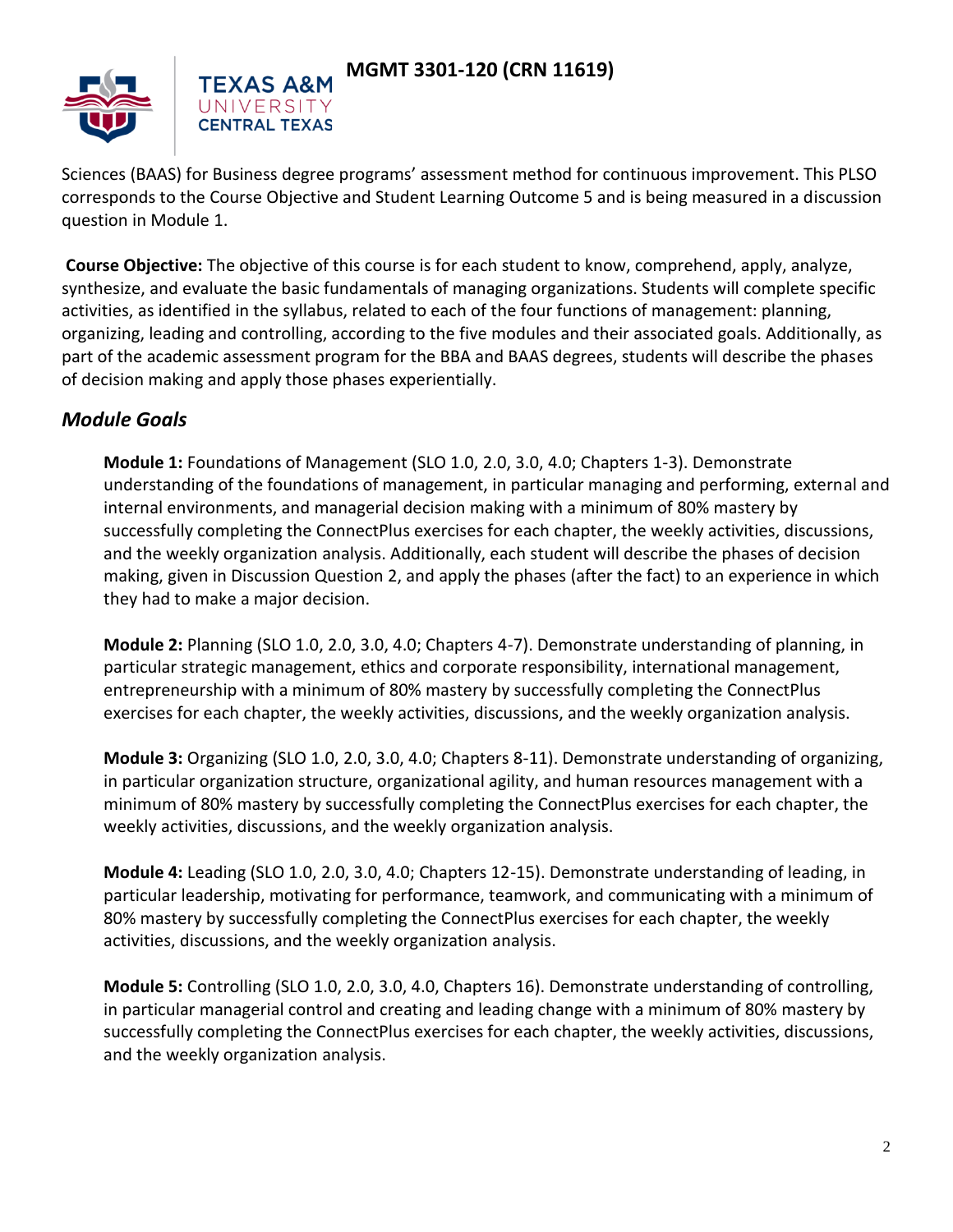Sciences (BAAS) for Business degree programs' assessment method for continuous improvement. This PLSO corresponds to the Course Objective and Student Learning Outcome 5 and is being measured in a discussion question in Module 1.

**Course Objective:** The objective of this course is for each student to know, comprehend, apply, analyze, synthesize, and evaluate the basic fundamentals of managing organizations. Students will complete specific activities, as identified in the syllabus, related to each of the four functions of management: planning, organizing, leading and controlling, according to the five modules and their associated goals. Additionally, as part of the academic assessment program for the BBA and BAAS degrees, students will describe the phases of decision making and apply those phases experientially.

## *Module Goals*

**Module 1:** Foundations of Management (SLO 1.0, 2.0, 3.0, 4.0; Chapters 1-3). Demonstrate understanding of the foundations of management, in particular managing and performing, external and internal environments, and managerial decision making with a minimum of 80% mastery by successfully completing the ConnectPlus exercises for each chapter, the weekly activities, discussions, and the weekly organization analysis. Additionally, each student will describe the phases of decision making, given in Discussion Question 2, and apply the phases (after the fact) to an experience in which they had to make a major decision.

**Module 2:** Planning (SLO 1.0, 2.0, 3.0, 4.0; Chapters 4-7). Demonstrate understanding of planning, in particular strategic management, ethics and corporate responsibility, international management, entrepreneurship with a minimum of 80% mastery by successfully completing the ConnectPlus exercises for each chapter, the weekly activities, discussions, and the weekly organization analysis.

**Module 3:** Organizing (SLO 1.0, 2.0, 3.0, 4.0; Chapters 8-11). Demonstrate understanding of organizing, in particular organization structure, organizational agility, and human resources management with a minimum of 80% mastery by successfully completing the ConnectPlus exercises for each chapter, the weekly activities, discussions, and the weekly organization analysis.

**Module 4:** Leading (SLO 1.0, 2.0, 3.0, 4.0; Chapters 12-15). Demonstrate understanding of leading, in particular leadership, motivating for performance, teamwork, and communicating with a minimum of 80% mastery by successfully completing the ConnectPlus exercises for each chapter, the weekly activities, discussions, and the weekly organization analysis.

**Module 5:** Controlling (SLO 1.0, 2.0, 3.0, 4.0, Chapters 16). Demonstrate understanding of controlling, in particular managerial control and creating and leading change with a minimum of 80% mastery by successfully completing the ConnectPlus exercises for each chapter, the weekly activities, discussions, and the weekly organization analysis.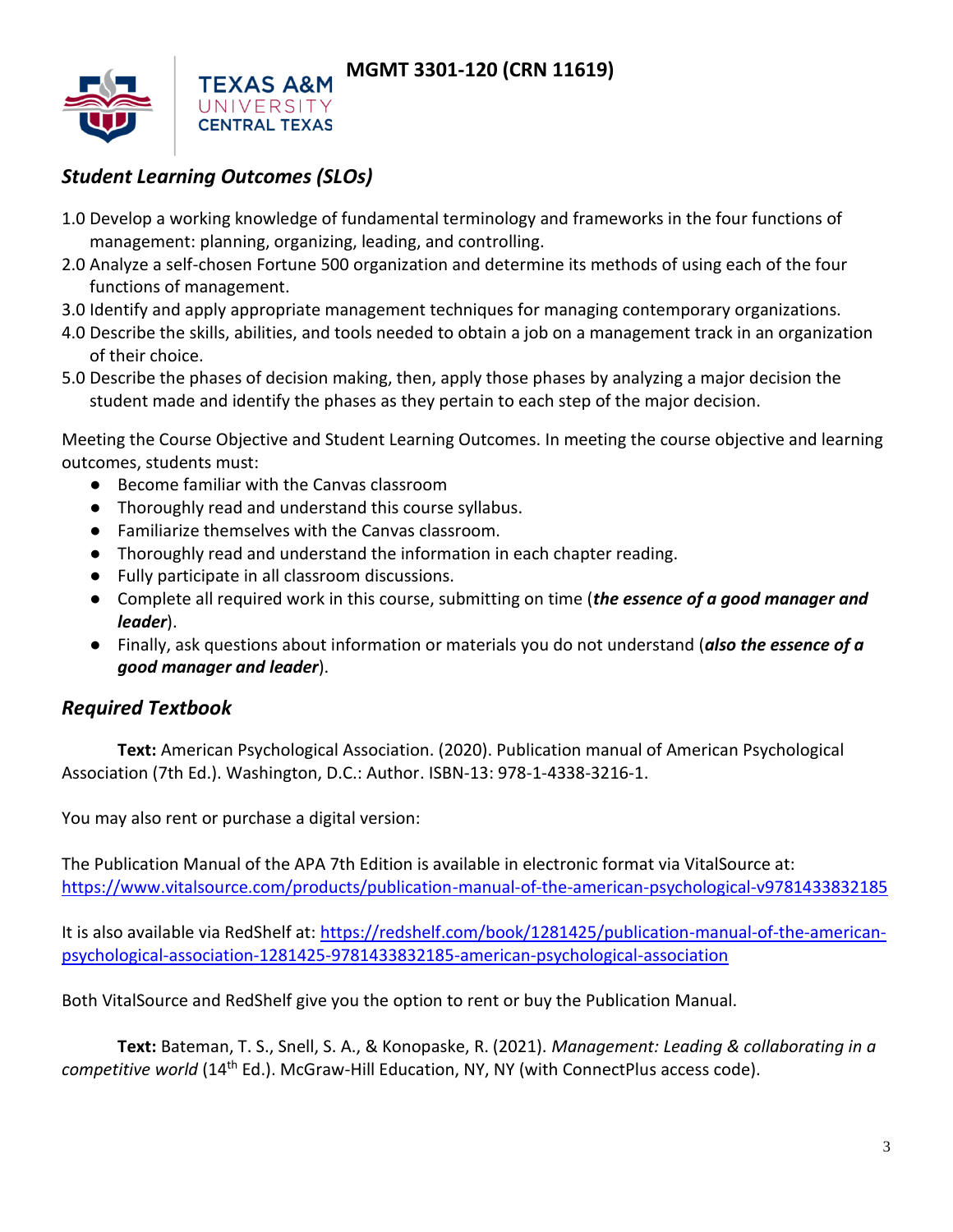## *Student Learning Outcomes (SLOs)*

1.0 Develop a working knowledge of fundamental terminology and frameworks in the four functions of management: planning, organizing, leading, and controlling.
2.0 Analyze a self-chosen Fortune 500 organization and determine its methods of using each of the four functions of management.
3.0 Identify and apply appropriate management techniques for managing contemporary organizations.
4.0 Describe the skills, abilities, and tools needed to obtain a job on a management track in an organization of their choice.
5.0 Describe the phases of decision making, then, apply those phases by analyzing a major decision the student made and identify the phases as they pertain to each step of the major decision.

Meeting the Course Objective and Student Learning Outcomes. In meeting the course objective and learning outcomes, students must:

- Become familiar with the Canvas classroom
- Thoroughly read and understand this course syllabus.
- Familiarize themselves with the Canvas classroom.
- Thoroughly read and understand the information in each chapter reading.
- Fully participate in all classroom discussions.
- Complete all required work in this course, submitting on time (***the essence of a good manager and leader***).
- Finally, ask questions about information or materials you do not understand (***also the essence of a good manager and leader***).

## *Required Textbook*

**Text:** American Psychological Association. (2020). Publication manual of American Psychological Association (7th Ed.). Washington, D.C.: Author. ISBN-13: 978-1-4338-3216-1.

You may also rent or purchase a digital version:

The Publication Manual of the APA 7th Edition is available in electronic format via VitalSource at: https://www.vitalsource.com/products/publication-manual-of-the-american-psychological-v9781433832185

It is also available via RedShelf at: https://redshelf.com/book/1281425/publication-manual-of-the-american-psychological-association-1281425-9781433832185-american-psychological-association

Both VitalSource and RedShelf give you the option to rent or buy the Publication Manual.

**Text:** Bateman, T. S., Snell, S. A., & Konopaske, R. (2021). *Management: Leading & collaborating in a competitive world* (14th Ed.). McGraw-Hill Education, NY, NY (with ConnectPlus access code).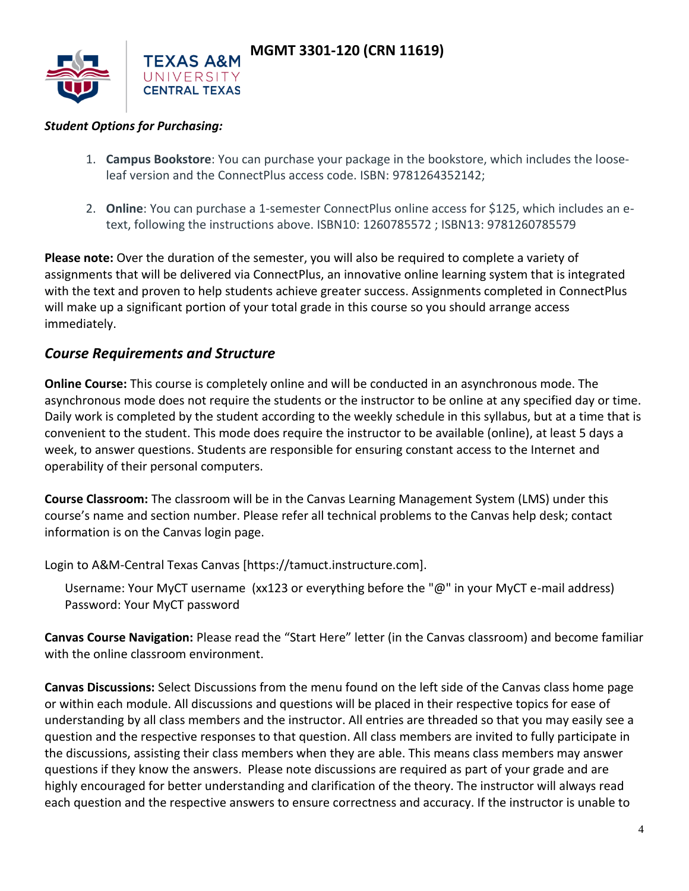***Student Options for Purchasing:***

1. **Campus Bookstore**: You can purchase your package in the bookstore, which includes the loose-leaf version and the ConnectPlus access code. ISBN: 9781264352142;

2. **Online**: You can purchase a 1-semester ConnectPlus online access for $125, which includes an e-text, following the instructions above. ISBN10: 1260785572 ; ISBN13: 9781260785579

**Please note:** Over the duration of the semester, you will also be required to complete a variety of assignments that will be delivered via ConnectPlus, an innovative online learning system that is integrated with the text and proven to help students achieve greater success. Assignments completed in ConnectPlus will make up a significant portion of your total grade in this course so you should arrange access immediately.

## *Course Requirements and Structure*

**Online Course:** This course is completely online and will be conducted in an asynchronous mode. The asynchronous mode does not require the students or the instructor to be online at any specified day or time. Daily work is completed by the student according to the weekly schedule in this syllabus, but at a time that is convenient to the student. This mode does require the instructor to be available (online), at least 5 days a week, to answer questions. Students are responsible for ensuring constant access to the Internet and operability of their personal computers.

**Course Classroom:** The classroom will be in the Canvas Learning Management System (LMS) under this course's name and section number. Please refer all technical problems to the Canvas help desk; contact information is on the Canvas login page.

Login to A&M-Central Texas Canvas [https://tamuct.instructure.com].

Username: Your MyCT username (xx123 or everything before the "@" in your MyCT e-mail address)
Password: Your MyCT password

**Canvas Course Navigation:** Please read the "Start Here" letter (in the Canvas classroom) and become familiar with the online classroom environment.

**Canvas Discussions:** Select Discussions from the menu found on the left side of the Canvas class home page or within each module. All discussions and questions will be placed in their respective topics for ease of understanding by all class members and the instructor. All entries are threaded so that you may easily see a question and the respective responses to that question. All class members are invited to fully participate in the discussions, assisting their class members when they are able. This means class members may answer questions if they know the answers. Please note discussions are required as part of your grade and are highly encouraged for better understanding and clarification of the theory. The instructor will always read each question and the respective answers to ensure correctness and accuracy. If the instructor is unable to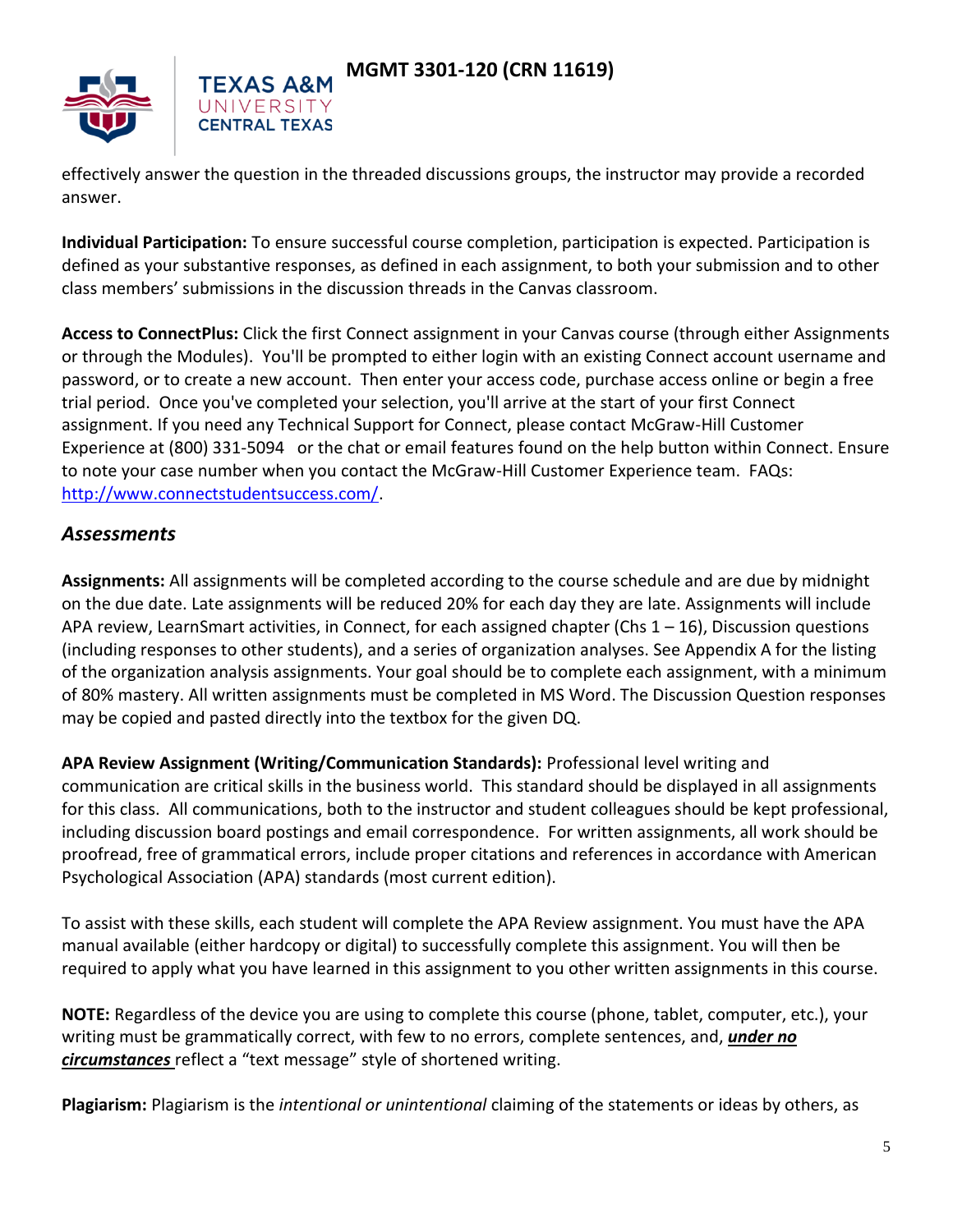effectively answer the question in the threaded discussions groups, the instructor may provide a recorded answer.

**Individual Participation:** To ensure successful course completion, participation is expected. Participation is defined as your substantive responses, as defined in each assignment, to both your submission and to other class members' submissions in the discussion threads in the Canvas classroom.

**Access to ConnectPlus:** Click the first Connect assignment in your Canvas course (through either Assignments or through the Modules). You'll be prompted to either login with an existing Connect account username and password, or to create a new account. Then enter your access code, purchase access online or begin a free trial period. Once you've completed your selection, you'll arrive at the start of your first Connect assignment. If you need any Technical Support for Connect, please contact McGraw-Hill Customer Experience at (800) 331-5094 or the chat or email features found on the help button within Connect. Ensure to note your case number when you contact the McGraw-Hill Customer Experience team. FAQs: [http://www.connectstudentsuccess.com/](http://www.connectstudentsuccess.com/).

## *Assessments*

**Assignments:** All assignments will be completed according to the course schedule and are due by midnight on the due date. Late assignments will be reduced 20% for each day they are late. Assignments will include APA review, LearnSmart activities, in Connect, for each assigned chapter (Chs 1 – 16), Discussion questions (including responses to other students), and a series of organization analyses. See Appendix A for the listing of the organization analysis assignments. Your goal should be to complete each assignment, with a minimum of 80% mastery. All written assignments must be completed in MS Word. The Discussion Question responses may be copied and pasted directly into the textbox for the given DQ.

**APA Review Assignment (Writing/Communication Standards):** Professional level writing and communication are critical skills in the business world. This standard should be displayed in all assignments for this class. All communications, both to the instructor and student colleagues should be kept professional, including discussion board postings and email correspondence. For written assignments, all work should be proofread, free of grammatical errors, include proper citations and references in accordance with American Psychological Association (APA) standards (most current edition).

To assist with these skills, each student will complete the APA Review assignment. You must have the APA manual available (either hardcopy or digital) to successfully complete this assignment. You will then be required to apply what you have learned in this assignment to you other written assignments in this course.

**NOTE:** Regardless of the device you are using to complete this course (phone, tablet, computer, etc.), your writing must be grammatically correct, with few to no errors, complete sentences, and, ***under no circumstances*** reflect a "text message" style of shortened writing.

**Plagiarism:** Plagiarism is the *intentional or unintentional* claiming of the statements or ideas by others, as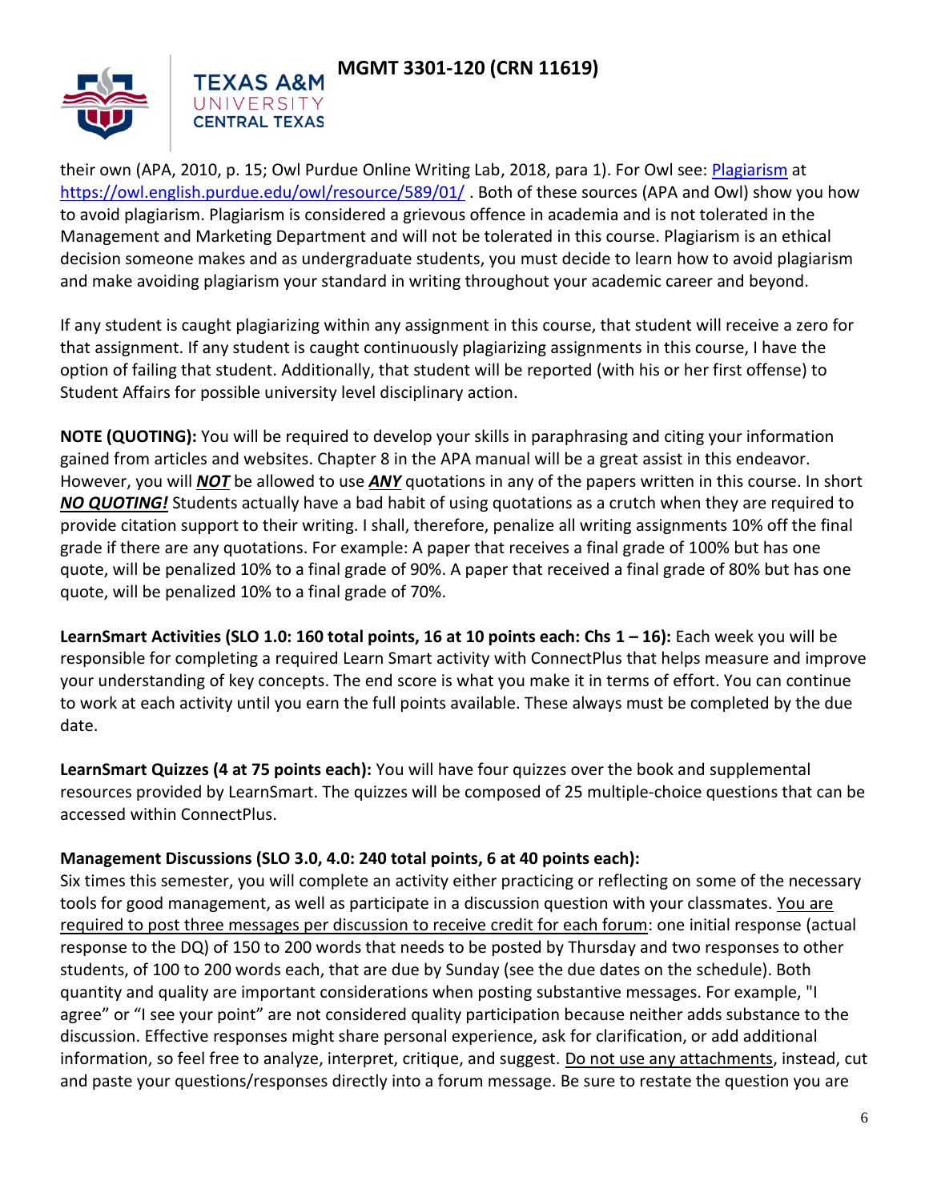their own (APA, 2010, p. 15; Owl Purdue Online Writing Lab, 2018, para 1). For Owl see: [Plagiarism](https://owl.english.purdue.edu/owl/resource/589/01/) at https://owl.english.purdue.edu/owl/resource/589/01/ . Both of these sources (APA and Owl) show you how to avoid plagiarism. Plagiarism is considered a grievous offence in academia and is not tolerated in the Management and Marketing Department and will not be tolerated in this course. Plagiarism is an ethical decision someone makes and as undergraduate students, you must decide to learn how to avoid plagiarism and make avoiding plagiarism your standard in writing throughout your academic career and beyond.

If any student is caught plagiarizing within any assignment in this course, that student will receive a zero for that assignment. If any student is caught continuously plagiarizing assignments in this course, I have the option of failing that student. Additionally, that student will be reported (with his or her first offense) to Student Affairs for possible university level disciplinary action.

**NOTE (QUOTING):** You will be required to develop your skills in paraphrasing and citing your information gained from articles and websites. Chapter 8 in the APA manual will be a great assist in this endeavor. However, you will ***NOT*** be allowed to use ***ANY*** quotations in any of the papers written in this course. In short ***NO QUOTING!*** Students actually have a bad habit of using quotations as a crutch when they are required to provide citation support to their writing. I shall, therefore, penalize all writing assignments 10% off the final grade if there are any quotations. For example: A paper that receives a final grade of 100% but has one quote, will be penalized 10% to a final grade of 90%. A paper that received a final grade of 80% but has one quote, will be penalized 10% to a final grade of 70%.

**LearnSmart Activities (SLO 1.0: 160 total points, 16 at 10 points each: Chs 1 – 16):** Each week you will be responsible for completing a required Learn Smart activity with ConnectPlus that helps measure and improve your understanding of key concepts. The end score is what you make it in terms of effort. You can continue to work at each activity until you earn the full points available. These always must be completed by the due date.

**LearnSmart Quizzes (4 at 75 points each):** You will have four quizzes over the book and supplemental resources provided by LearnSmart. The quizzes will be composed of 25 multiple-choice questions that can be accessed within ConnectPlus.

**Management Discussions (SLO 3.0, 4.0: 240 total points, 6 at 40 points each):**
Six times this semester, you will complete an activity either practicing or reflecting on some of the necessary tools for good management, as well as participate in a discussion question with your classmates. You are required to post three messages per discussion to receive credit for each forum: one initial response (actual response to the DQ) of 150 to 200 words that needs to be posted by Thursday and two responses to other students, of 100 to 200 words each, that are due by Sunday (see the due dates on the schedule). Both quantity and quality are important considerations when posting substantive messages. For example, "I agree" or "I see your point" are not considered quality participation because neither adds substance to the discussion. Effective responses might share personal experience, ask for clarification, or add additional information, so feel free to analyze, interpret, critique, and suggest. Do not use any attachments, instead, cut and paste your questions/responses directly into a forum message. Be sure to restate the question you are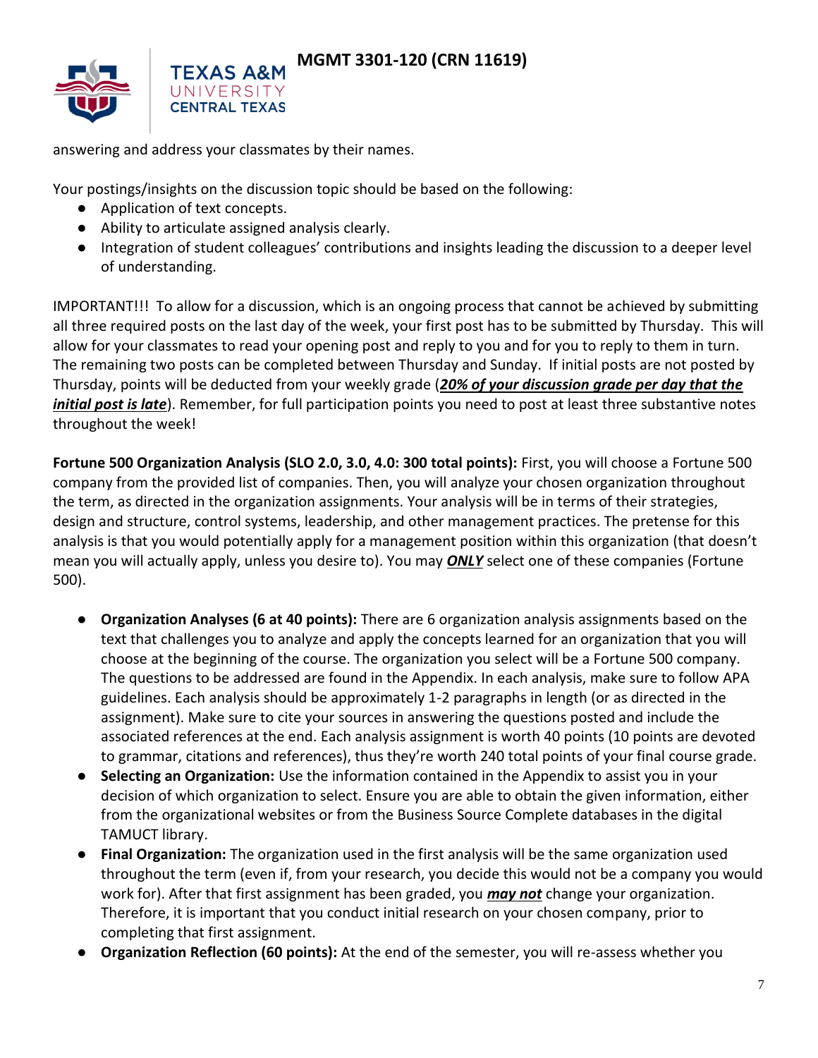answering and address your classmates by their names.

Your postings/insights on the discussion topic should be based on the following:

- Application of text concepts.
- Ability to articulate assigned analysis clearly.
- Integration of student colleagues' contributions and insights leading the discussion to a deeper level of understanding.

IMPORTANT!!! To allow for a discussion, which is an ongoing process that cannot be achieved by submitting all three required posts on the last day of the week, your first post has to be submitted by Thursday. This will allow for your classmates to read your opening post and reply to you and for you to reply to them in turn. The remaining two posts can be completed between Thursday and Sunday. If initial posts are not posted by Thursday, points will be deducted from your weekly grade (***20% of your discussion grade per day that the initial post is late***). Remember, for full participation points you need to post at least three substantive notes throughout the week!

**Fortune 500 Organization Analysis (SLO 2.0, 3.0, 4.0: 300 total points):** First, you will choose a Fortune 500 company from the provided list of companies. Then, you will analyze your chosen organization throughout the term, as directed in the organization assignments. Your analysis will be in terms of their strategies, design and structure, control systems, leadership, and other management practices. The pretense for this analysis is that you would potentially apply for a management position within this organization (that doesn't mean you will actually apply, unless you desire to). You may ***ONLY*** select one of these companies (Fortune 500).

- **Organization Analyses (6 at 40 points):** There are 6 organization analysis assignments based on the text that challenges you to analyze and apply the concepts learned for an organization that you will choose at the beginning of the course. The organization you select will be a Fortune 500 company. The questions to be addressed are found in the Appendix. In each analysis, make sure to follow APA guidelines. Each analysis should be approximately 1-2 paragraphs in length (or as directed in the assignment). Make sure to cite your sources in answering the questions posted and include the associated references at the end. Each analysis assignment is worth 40 points (10 points are devoted to grammar, citations and references), thus they're worth 240 total points of your final course grade.
- **Selecting an Organization:** Use the information contained in the Appendix to assist you in your decision of which organization to select. Ensure you are able to obtain the given information, either from the organizational websites or from the Business Source Complete databases in the digital TAMUCT library.
- **Final Organization:** The organization used in the first analysis will be the same organization used throughout the term (even if, from your research, you decide this would not be a company you would work for). After that first assignment has been graded, you ***may not*** change your organization. Therefore, it is important that you conduct initial research on your chosen company, prior to completing that first assignment.
- **Organization Reflection (60 points):** At the end of the semester, you will re-assess whether you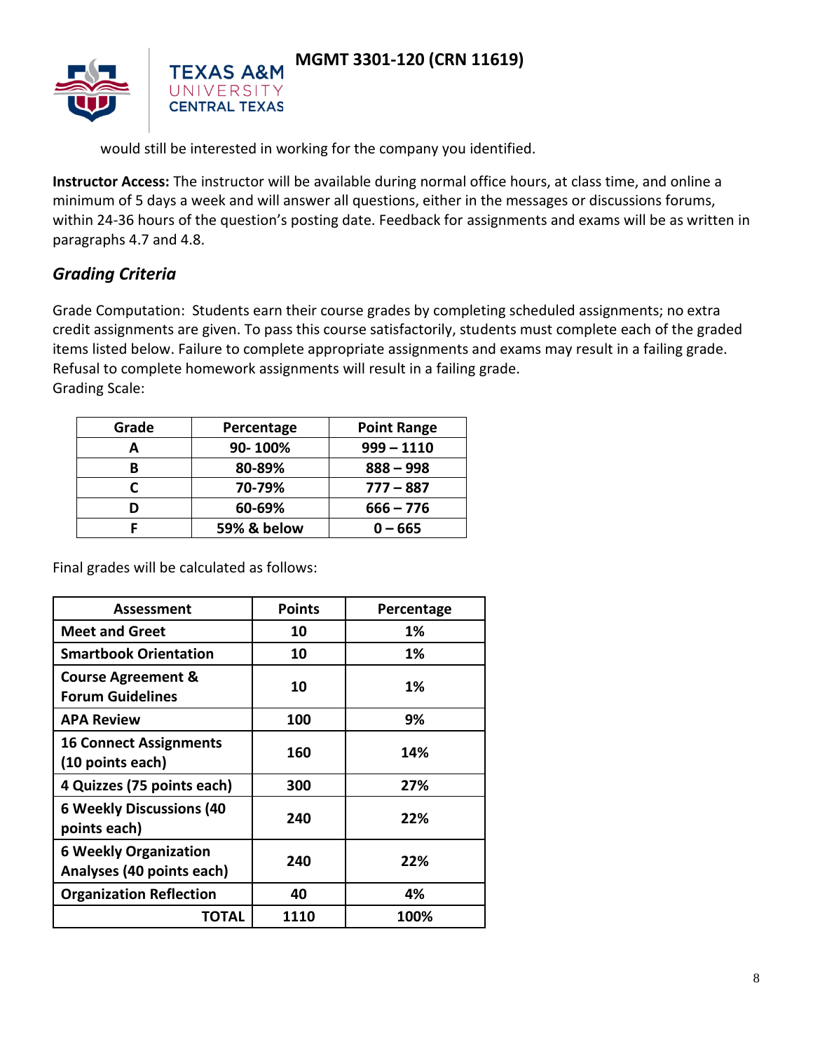would still be interested in working for the company you identified.

**Instructor Access:** The instructor will be available during normal office hours, at class time, and online a minimum of 5 days a week and will answer all questions, either in the messages or discussions forums, within 24-36 hours of the question's posting date. Feedback for assignments and exams will be as written in paragraphs 4.7 and 4.8.

### *Grading Criteria*

Grade Computation: Students earn their course grades by completing scheduled assignments; no extra credit assignments are given. To pass this course satisfactorily, students must complete each of the graded items listed below. Failure to complete appropriate assignments and exams may result in a failing grade. Refusal to complete homework assignments will result in a failing grade.
Grading Scale:

| Grade | Percentage | Point Range |
|---|---|---|
| **A** | **90- 100%** | **999 – 1110** |
| **B** | **80-89%** | **888 – 998** |
| **C** | **70-79%** | **777 – 887** |
| **D** | **60-69%** | **666 – 776** |
| **F** | **59% & below** | **0 – 665** |

Final grades will be calculated as follows:

| Assessment | Points | Percentage |
|---|---|---|
| **Meet and Greet** | **10** | **1%** |
| **Smartbook Orientation** | **10** | **1%** |
| **Course Agreement & Forum Guidelines** | **10** | **1%** |
| **APA Review** | **100** | **9%** |
| **16 Connect Assignments (10 points each)** | **160** | **14%** |
| **4 Quizzes (75 points each)** | **300** | **27%** |
| **6 Weekly Discussions (40 points each)** | **240** | **22%** |
| **6 Weekly Organization Analyses (40 points each)** | **240** | **22%** |
| **Organization Reflection** | **40** | **4%** |
| **TOTAL** | **1110** | **100%** |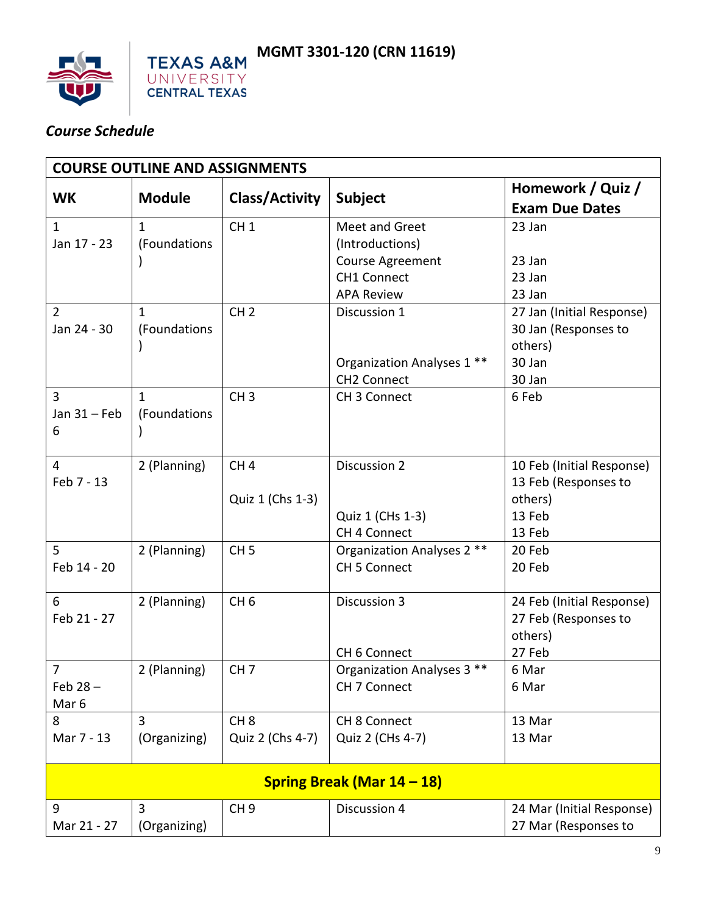# MGMT 3301-120 (CRN 11619)

*Course Schedule*

| COURSE OUTLINE AND ASSIGNMENTS | | | | |
|---|---|---|---|---|
| **WK** | **Module** | **Class/Activity** | **Subject** | **Homework / Quiz / Exam Due Dates** |
| 1<br>Jan 17 - 23 | 1<br>(Foundations) | CH 1 | Meet and Greet (Introductions)<br>Course Agreement<br>CH1 Connect<br>APA Review | 23 Jan<br><br>23 Jan<br>23 Jan<br>23 Jan |
| 2<br>Jan 24 - 30 | 1<br>(Foundations) | CH 2 | Discussion 1<br><br><br>Organization Analyses 1 **<br>CH2 Connect | 27 Jan (Initial Response)<br>30 Jan (Responses to others)<br>30 Jan<br>30 Jan |
| 3<br>Jan 31 – Feb 6 | 1<br>(Foundations) | CH 3 | CH 3 Connect | 6 Feb |
| 4<br>Feb 7 - 13 | 2 (Planning) | CH 4<br><br>Quiz 1 (Chs 1-3) | Discussion 2<br><br><br>Quiz 1 (CHs 1-3)<br>CH 4 Connect | 10 Feb (Initial Response)<br>13 Feb (Responses to others)<br>13 Feb<br>13 Feb |
| 5<br>Feb 14 - 20 | 2 (Planning) | CH 5 | Organization Analyses 2 **<br>CH 5 Connect | 20 Feb<br>20 Feb |
| 6<br>Feb 21 - 27 | 2 (Planning) | CH 6 | Discussion 3<br><br><br>CH 6 Connect | 24 Feb (Initial Response)<br>27 Feb (Responses to others)<br>27 Feb |
| 7<br>Feb 28 – Mar 6 | 2 (Planning) | CH 7 | Organization Analyses 3 **<br>CH 7 Connect | 6 Mar<br>6 Mar |
| 8<br>Mar 7 - 13 | 3<br>(Organizing) | CH 8<br>Quiz 2 (Chs 4-7) | CH 8 Connect<br>Quiz 2 (CHs 4-7) | 13 Mar<br>13 Mar |
| **Spring Break (Mar 14 – 18)** | | | | |
| 9<br>Mar 21 - 27 | 3<br>(Organizing) | CH 9 | Discussion 4 | 24 Mar (Initial Response)<br>27 Mar (Responses to |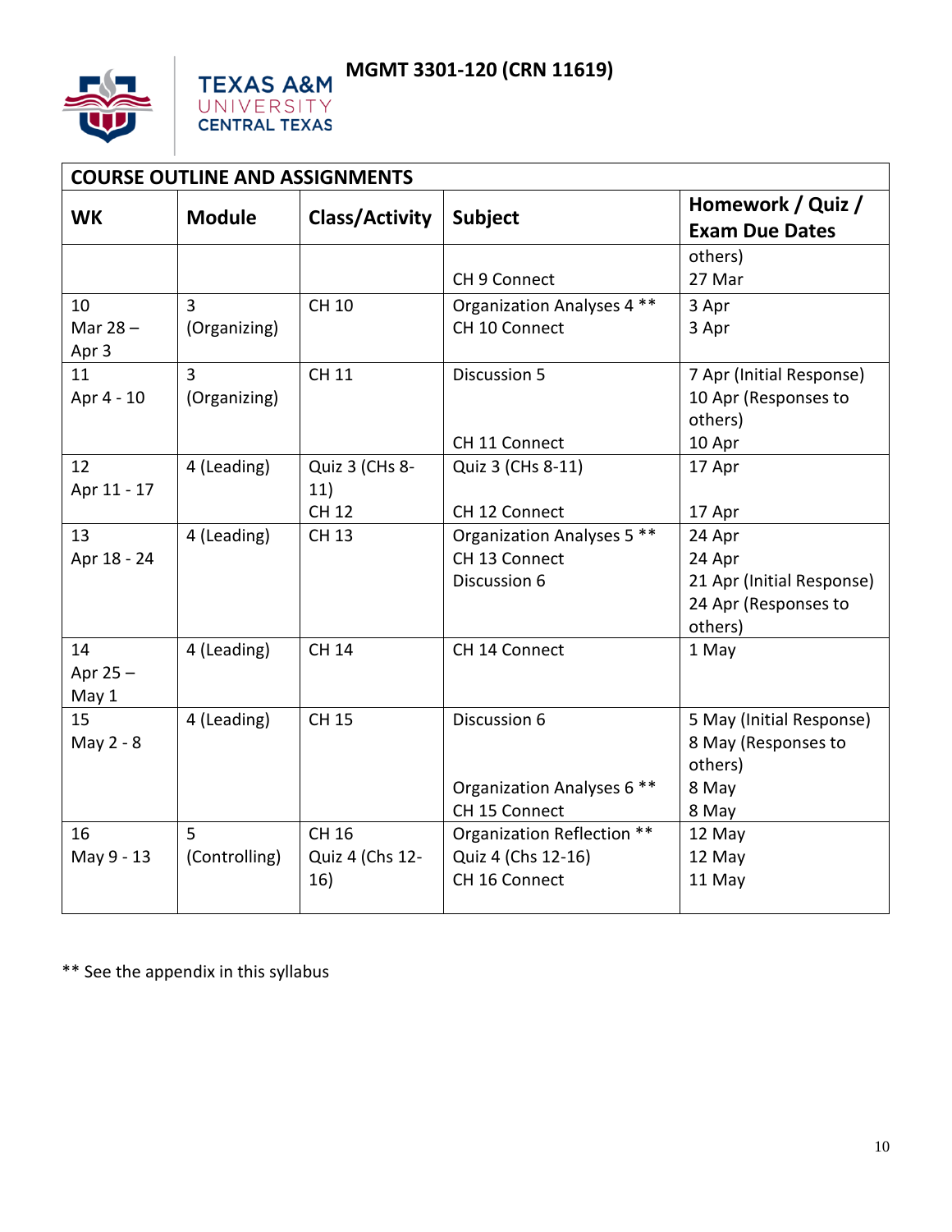# MGMT 3301-120 (CRN 11619)

| COURSE OUTLINE AND ASSIGNMENTS | | | | |
|---|---|---|---|---|
| **WK** | **Module** | **Class/Activity** | **Subject** | **Homework / Quiz / Exam Due Dates** |
| | | | CH 9 Connect | others)<br>27 Mar |
| 10<br>Mar 28 – Apr 3 | 3 (Organizing) | CH 10 | Organization Analyses 4 **<br>CH 10 Connect | 3 Apr<br>3 Apr |
| 11<br>Apr 4 - 10 | 3 (Organizing) | CH 11 | Discussion 5<br><br>CH 11 Connect | 7 Apr (Initial Response)<br>10 Apr (Responses to others)<br>10 Apr |
| 12<br>Apr 11 - 17 | 4 (Leading) | Quiz 3 (CHs 8-11)<br>CH 12 | Quiz 3 (CHs 8-11)<br><br>CH 12 Connect | 17 Apr<br><br>17 Apr |
| 13<br>Apr 18 - 24 | 4 (Leading) | CH 13 | Organization Analyses 5 **<br>CH 13 Connect<br>Discussion 6 | 24 Apr<br>24 Apr<br>21 Apr (Initial Response)<br>24 Apr (Responses to others) |
| 14<br>Apr 25 – May 1 | 4 (Leading) | CH 14 | CH 14 Connect | 1 May |
| 15<br>May 2 - 8 | 4 (Leading) | CH 15 | Discussion 6<br><br>Organization Analyses 6 **<br>CH 15 Connect | 5 May (Initial Response)<br>8 May (Responses to others)<br>8 May<br>8 May |
| 16<br>May 9 - 13 | 5 (Controlling) | CH 16<br>Quiz 4 (Chs 12-16) | Organization Reflection **<br>Quiz 4 (Chs 12-16)<br>CH 16 Connect | 12 May<br>12 May<br>11 May |

** See the appendix in this syllabus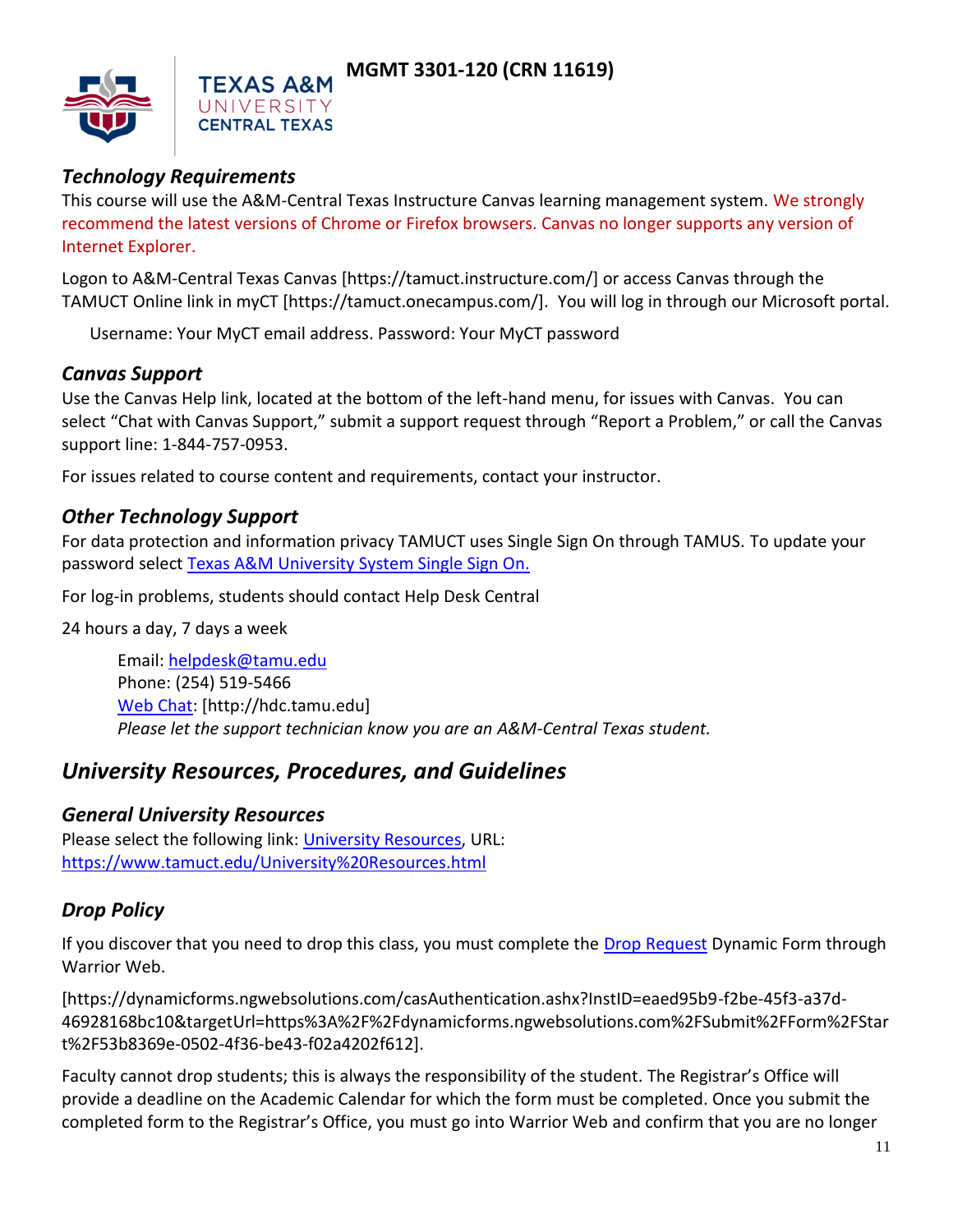### *Technology Requirements*

This course will use the A&M-Central Texas Instructure Canvas learning management system. We strongly recommend the latest versions of Chrome or Firefox browsers. Canvas no longer supports any version of Internet Explorer.

Logon to A&M-Central Texas Canvas [https://tamuct.instructure.com/] or access Canvas through the TAMUCT Online link in myCT [https://tamuct.onecampus.com/]. You will log in through our Microsoft portal.

Username: Your MyCT email address. Password: Your MyCT password

### *Canvas Support*

Use the Canvas Help link, located at the bottom of the left-hand menu, for issues with Canvas. You can select "Chat with Canvas Support," submit a support request through "Report a Problem," or call the Canvas support line: 1-844-757-0953.

For issues related to course content and requirements, contact your instructor.

### *Other Technology Support*

For data protection and information privacy TAMUCT uses Single Sign On through TAMUS. To update your password select [Texas A&M University System Single Sign On.]()

For log-in problems, students should contact Help Desk Central

24 hours a day, 7 days a week

Email: [helpdesk@tamu.edu](mailto:helpdesk@tamu.edu)
Phone: (254) 519-5466
[Web Chat](http://hdc.tamu.edu): [http://hdc.tamu.edu]
*Please let the support technician know you are an A&M-Central Texas student.*

## *University Resources, Procedures, and Guidelines*

### *General University Resources*

Please select the following link: [University Resources](https://www.tamuct.edu/University%20Resources.html), URL: [https://www.tamuct.edu/University%20Resources.html](https://www.tamuct.edu/University%20Resources.html)

### *Drop Policy*

If you discover that you need to drop this class, you must complete the [Drop Request]() Dynamic Form through Warrior Web.

[https://dynamicforms.ngwebsolutions.com/casAuthentication.ashx?InstID=eaed95b9-f2be-45f3-a37d-46928168bc10&targetUrl=https%3A%2F%2Fdynamicforms.ngwebsolutions.com%2FSubmit%2FForm%2FStart%2F53b8369e-0502-4f36-be43-f02a4202f612].

Faculty cannot drop students; this is always the responsibility of the student. The Registrar's Office will provide a deadline on the Academic Calendar for which the form must be completed. Once you submit the completed form to the Registrar's Office, you must go into Warrior Web and confirm that you are no longer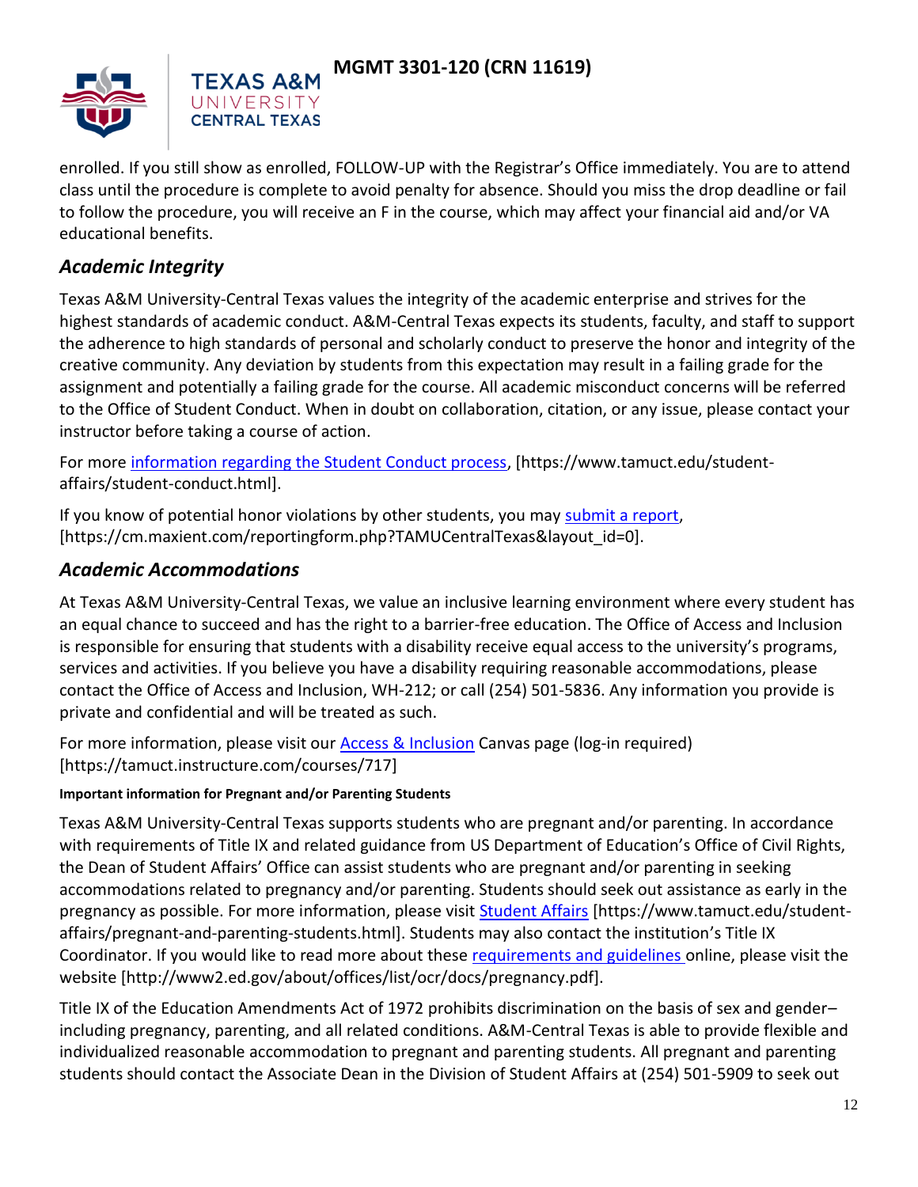enrolled. If you still show as enrolled, FOLLOW-UP with the Registrar's Office immediately. You are to attend class until the procedure is complete to avoid penalty for absence. Should you miss the drop deadline or fail to follow the procedure, you will receive an F in the course, which may affect your financial aid and/or VA educational benefits.

## *Academic Integrity*

Texas A&M University-Central Texas values the integrity of the academic enterprise and strives for the highest standards of academic conduct. A&M-Central Texas expects its students, faculty, and staff to support the adherence to high standards of personal and scholarly conduct to preserve the honor and integrity of the creative community. Any deviation by students from this expectation may result in a failing grade for the assignment and potentially a failing grade for the course. All academic misconduct concerns will be referred to the Office of Student Conduct. When in doubt on collaboration, citation, or any issue, please contact your instructor before taking a course of action.

For more information regarding the Student Conduct process, [https://www.tamuct.edu/student-affairs/student-conduct.html].

If you know of potential honor violations by other students, you may submit a report, [https://cm.maxient.com/reportingform.php?TAMUCentralTexas&layout_id=0].

## *Academic Accommodations*

At Texas A&M University-Central Texas, we value an inclusive learning environment where every student has an equal chance to succeed and has the right to a barrier-free education. The Office of Access and Inclusion is responsible for ensuring that students with a disability receive equal access to the university's programs, services and activities. If you believe you have a disability requiring reasonable accommodations, please contact the Office of Access and Inclusion, WH-212; or call (254) 501-5836. Any information you provide is private and confidential and will be treated as such.

For more information, please visit our Access & Inclusion Canvas page (log-in required) [https://tamuct.instructure.com/courses/717]

**Important information for Pregnant and/or Parenting Students**

Texas A&M University-Central Texas supports students who are pregnant and/or parenting. In accordance with requirements of Title IX and related guidance from US Department of Education's Office of Civil Rights, the Dean of Student Affairs' Office can assist students who are pregnant and/or parenting in seeking accommodations related to pregnancy and/or parenting. Students should seek out assistance as early in the pregnancy as possible. For more information, please visit Student Affairs [https://www.tamuct.edu/student-affairs/pregnant-and-parenting-students.html]. Students may also contact the institution's Title IX Coordinator. If you would like to read more about these requirements and guidelines online, please visit the website [http://www2.ed.gov/about/offices/list/ocr/docs/pregnancy.pdf].

Title IX of the Education Amendments Act of 1972 prohibits discrimination on the basis of sex and gender–including pregnancy, parenting, and all related conditions. A&M-Central Texas is able to provide flexible and individualized reasonable accommodation to pregnant and parenting students. All pregnant and parenting students should contact the Associate Dean in the Division of Student Affairs at (254) 501-5909 to seek out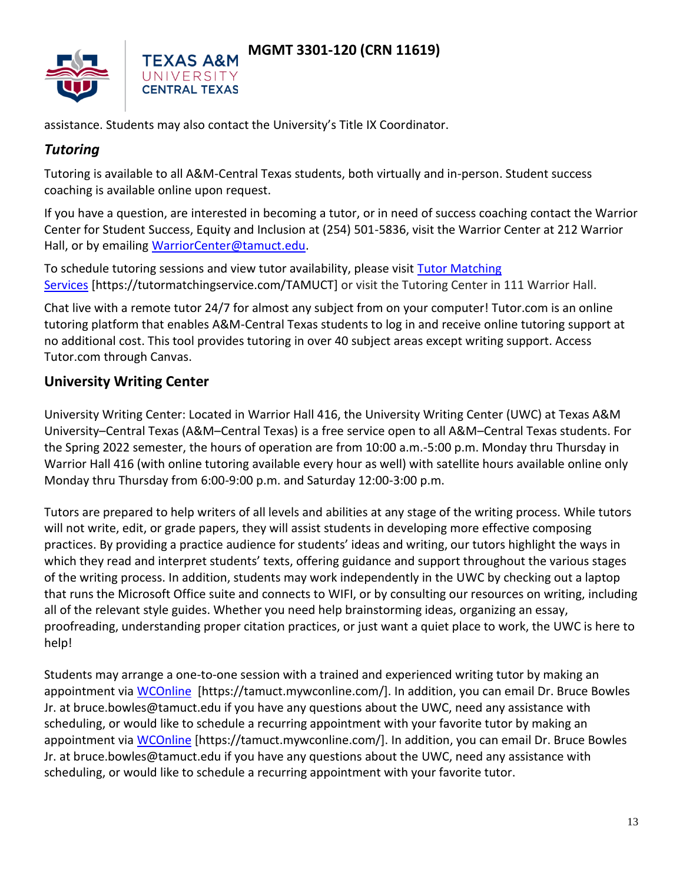assistance. Students may also contact the University's Title IX Coordinator.

### *Tutoring*

Tutoring is available to all A&M-Central Texas students, both virtually and in-person. Student success coaching is available online upon request.

If you have a question, are interested in becoming a tutor, or in need of success coaching contact the Warrior Center for Student Success, Equity and Inclusion at (254) 501-5836, visit the Warrior Center at 212 Warrior Hall, or by emailing [WarriorCenter@tamuct.edu](mailto:WarriorCenter@tamuct.edu).

To schedule tutoring sessions and view tutor availability, please visit [Tutor Matching Services](https://tutormatchingservice.com/TAMUCT) [https://tutormatchingservice.com/TAMUCT] or visit the Tutoring Center in 111 Warrior Hall.

Chat live with a remote tutor 24/7 for almost any subject from on your computer! Tutor.com is an online tutoring platform that enables A&M-Central Texas students to log in and receive online tutoring support at no additional cost. This tool provides tutoring in over 40 subject areas except writing support. Access Tutor.com through Canvas.

### University Writing Center

University Writing Center: Located in Warrior Hall 416, the University Writing Center (UWC) at Texas A&M University–Central Texas (A&M–Central Texas) is a free service open to all A&M–Central Texas students. For the Spring 2022 semester, the hours of operation are from 10:00 a.m.-5:00 p.m. Monday thru Thursday in Warrior Hall 416 (with online tutoring available every hour as well) with satellite hours available online only Monday thru Thursday from 6:00-9:00 p.m. and Saturday 12:00-3:00 p.m.

Tutors are prepared to help writers of all levels and abilities at any stage of the writing process. While tutors will not write, edit, or grade papers, they will assist students in developing more effective composing practices. By providing a practice audience for students' ideas and writing, our tutors highlight the ways in which they read and interpret students' texts, offering guidance and support throughout the various stages of the writing process. In addition, students may work independently in the UWC by checking out a laptop that runs the Microsoft Office suite and connects to WIFI, or by consulting our resources on writing, including all of the relevant style guides. Whether you need help brainstorming ideas, organizing an essay, proofreading, understanding proper citation practices, or just want a quiet place to work, the UWC is here to help!

Students may arrange a one-to-one session with a trained and experienced writing tutor by making an appointment via [WCOnline](https://tamuct.mywconline.com/) [https://tamuct.mywconline.com/]. In addition, you can email Dr. Bruce Bowles Jr. at bruce.bowles@tamuct.edu if you have any questions about the UWC, need any assistance with scheduling, or would like to schedule a recurring appointment with your favorite tutor by making an appointment via [WCOnline](https://tamuct.mywconline.com/) [https://tamuct.mywconline.com/]. In addition, you can email Dr. Bruce Bowles Jr. at bruce.bowles@tamuct.edu if you have any questions about the UWC, need any assistance with scheduling, or would like to schedule a recurring appointment with your favorite tutor.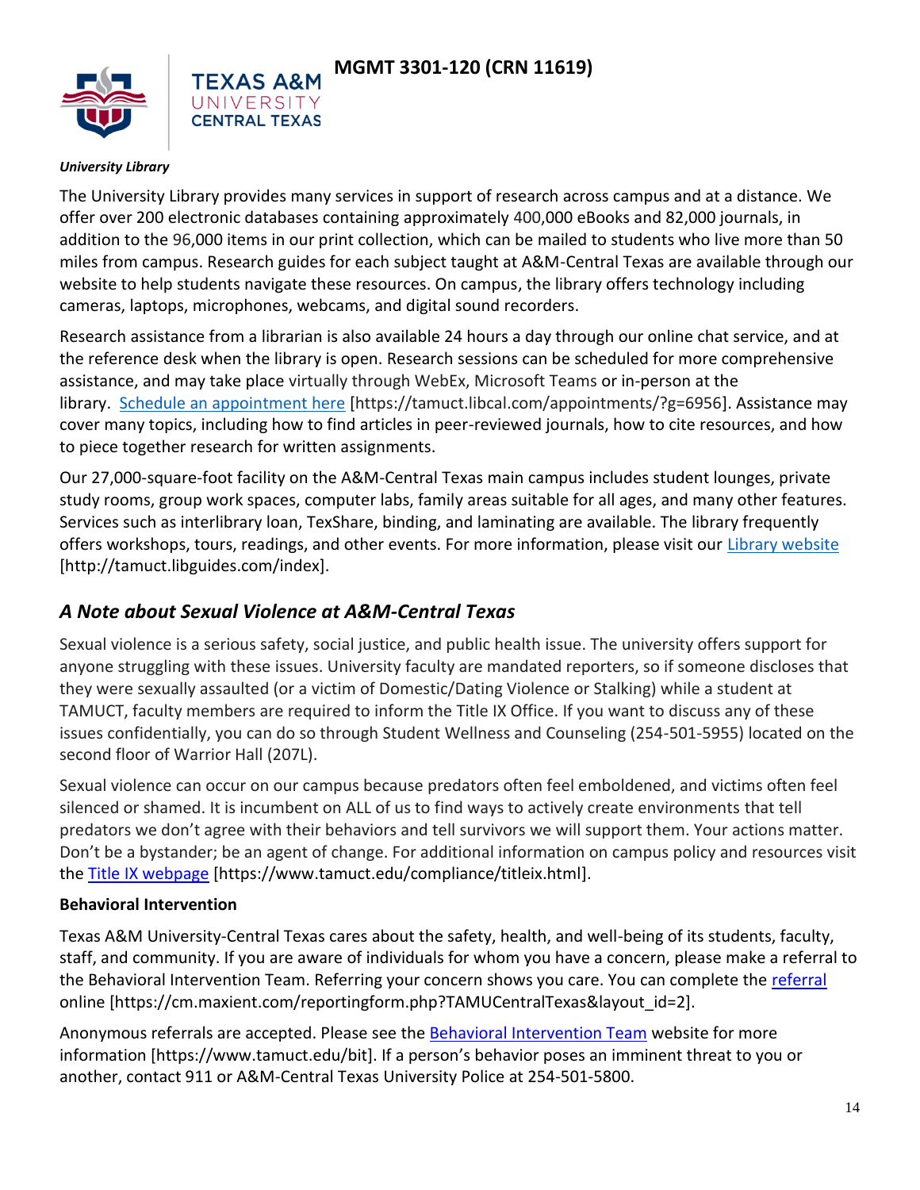*University Library*

The University Library provides many services in support of research across campus and at a distance. We offer over 200 electronic databases containing approximately 400,000 eBooks and 82,000 journals, in addition to the 96,000 items in our print collection, which can be mailed to students who live more than 50 miles from campus. Research guides for each subject taught at A&M-Central Texas are available through our website to help students navigate these resources. On campus, the library offers technology including cameras, laptops, microphones, webcams, and digital sound recorders.

Research assistance from a librarian is also available 24 hours a day through our online chat service, and at the reference desk when the library is open. Research sessions can be scheduled for more comprehensive assistance, and may take place virtually through WebEx, Microsoft Teams or in-person at the library. [Schedule an appointment here](https://tamuct.libcal.com/appointments/?g=6956) [https://tamuct.libcal.com/appointments/?g=6956]. Assistance may cover many topics, including how to find articles in peer-reviewed journals, how to cite resources, and how to piece together research for written assignments.

Our 27,000-square-foot facility on the A&M-Central Texas main campus includes student lounges, private study rooms, group work spaces, computer labs, family areas suitable for all ages, and many other features. Services such as interlibrary loan, TexShare, binding, and laminating are available. The library frequently offers workshops, tours, readings, and other events. For more information, please visit our [Library website](http://tamuct.libguides.com/index) [http://tamuct.libguides.com/index].

## *A Note about Sexual Violence at A&M-Central Texas*

Sexual violence is a serious safety, social justice, and public health issue. The university offers support for anyone struggling with these issues. University faculty are mandated reporters, so if someone discloses that they were sexually assaulted (or a victim of Domestic/Dating Violence or Stalking) while a student at TAMUCT, faculty members are required to inform the Title IX Office. If you want to discuss any of these issues confidentially, you can do so through Student Wellness and Counseling (254-501-5955) located on the second floor of Warrior Hall (207L).

Sexual violence can occur on our campus because predators often feel emboldened, and victims often feel silenced or shamed. It is incumbent on ALL of us to find ways to actively create environments that tell predators we don't agree with their behaviors and tell survivors we will support them. Your actions matter. Don't be a bystander; be an agent of change. For additional information on campus policy and resources visit the [Title IX webpage](https://www.tamuct.edu/compliance/titleix.html) [https://www.tamuct.edu/compliance/titleix.html].

**Behavioral Intervention**

Texas A&M University-Central Texas cares about the safety, health, and well-being of its students, faculty, staff, and community. If you are aware of individuals for whom you have a concern, please make a referral to the Behavioral Intervention Team. Referring your concern shows you care. You can complete the [referral](https://cm.maxient.com/reportingform.php?TAMUCentralTexas&layout_id=2) online [https://cm.maxient.com/reportingform.php?TAMUCentralTexas&layout_id=2].

Anonymous referrals are accepted. Please see the [Behavioral Intervention Team](https://www.tamuct.edu/bit) website for more information [https://www.tamuct.edu/bit]. If a person's behavior poses an imminent threat to you or another, contact 911 or A&M-Central Texas University Police at 254-501-5800.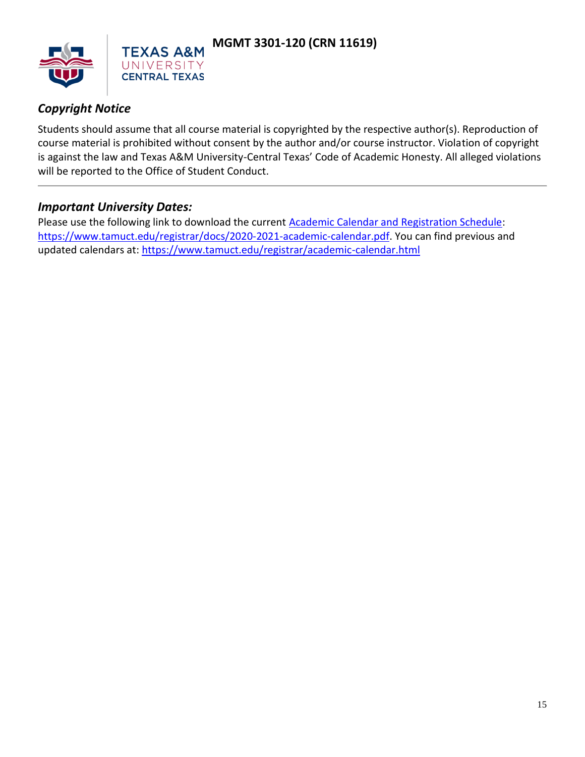### *Copyright Notice*

Students should assume that all course material is copyrighted by the respective author(s). Reproduction of course material is prohibited without consent by the author and/or course instructor. Violation of copyright is against the law and Texas A&M University-Central Texas' Code of Academic Honesty. All alleged violations will be reported to the Office of Student Conduct.

---

### *Important University Dates:*

Please use the following link to download the current [Academic Calendar and Registration Schedule](https://www.tamuct.edu/registrar/docs/2020-2021-academic-calendar.pdf): [https://www.tamuct.edu/registrar/docs/2020-2021-academic-calendar.pdf](https://www.tamuct.edu/registrar/docs/2020-2021-academic-calendar.pdf). You can find previous and updated calendars at: [https://www.tamuct.edu/registrar/academic-calendar.html](https://www.tamuct.edu/registrar/academic-calendar.html)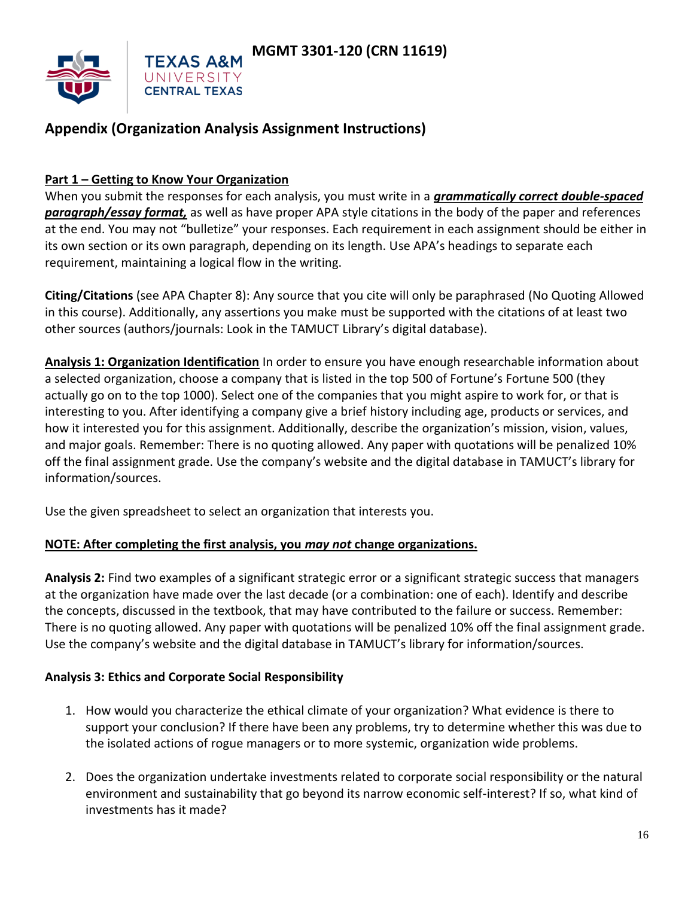**MGMT 3301-120 (CRN 11619)**

## Appendix (Organization Analysis Assignment Instructions)

**Part 1 – Getting to Know Your Organization**

When you submit the responses for each analysis, you must write in a ***grammatically correct double-spaced paragraph/essay format,*** as well as have proper APA style citations in the body of the paper and references at the end. You may not "bulletize" your responses. Each requirement in each assignment should be either in its own section or its own paragraph, depending on its length. Use APA's headings to separate each requirement, maintaining a logical flow in the writing.

**Citing/Citations** (see APA Chapter 8): Any source that you cite will only be paraphrased (No Quoting Allowed in this course). Additionally, any assertions you make must be supported with the citations of at least two other sources (authors/journals: Look in the TAMUCT Library's digital database).

**Analysis 1: Organization Identification** In order to ensure you have enough researchable information about a selected organization, choose a company that is listed in the top 500 of Fortune's Fortune 500 (they actually go on to the top 1000). Select one of the companies that you might aspire to work for, or that is interesting to you. After identifying a company give a brief history including age, products or services, and how it interested you for this assignment. Additionally, describe the organization's mission, vision, values, and major goals. Remember: There is no quoting allowed. Any paper with quotations will be penalized 10% off the final assignment grade. Use the company's website and the digital database in TAMUCT's library for information/sources.

Use the given spreadsheet to select an organization that interests you.

**NOTE: After completing the first analysis, you *may not* change organizations.**

**Analysis 2:** Find two examples of a significant strategic error or a significant strategic success that managers at the organization have made over the last decade (or a combination: one of each). Identify and describe the concepts, discussed in the textbook, that may have contributed to the failure or success. Remember: There is no quoting allowed. Any paper with quotations will be penalized 10% off the final assignment grade. Use the company's website and the digital database in TAMUCT's library for information/sources.

**Analysis 3: Ethics and Corporate Social Responsibility**

1. How would you characterize the ethical climate of your organization? What evidence is there to support your conclusion? If there have been any problems, try to determine whether this was due to the isolated actions of rogue managers or to more systemic, organization wide problems.

2. Does the organization undertake investments related to corporate social responsibility or the natural environment and sustainability that go beyond its narrow economic self-interest? If so, what kind of investments has it made?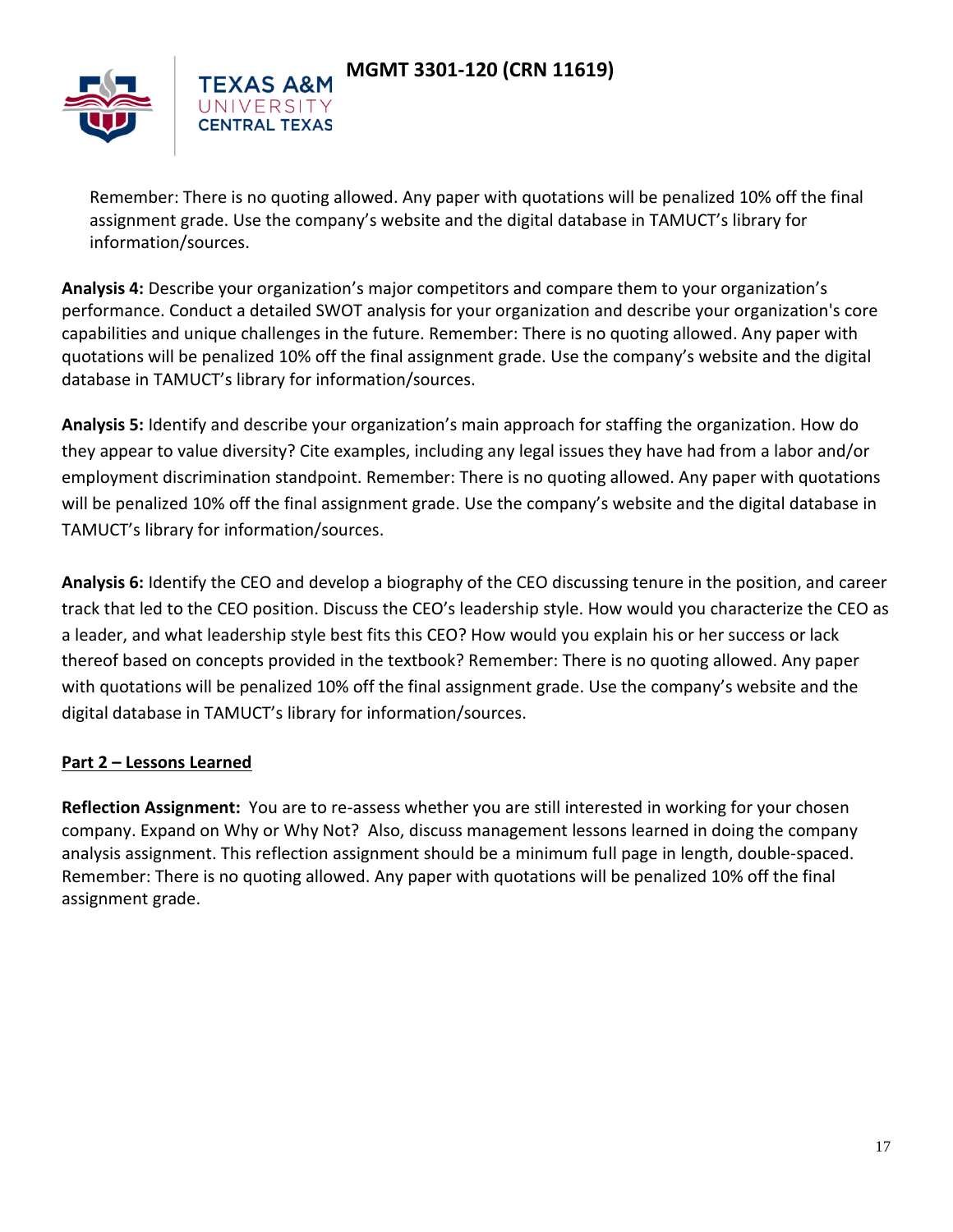Remember: There is no quoting allowed. Any paper with quotations will be penalized 10% off the final assignment grade. Use the company's website and the digital database in TAMUCT's library for information/sources.

**Analysis 4:** Describe your organization's major competitors and compare them to your organization's performance. Conduct a detailed SWOT analysis for your organization and describe your organization's core capabilities and unique challenges in the future. Remember: There is no quoting allowed. Any paper with quotations will be penalized 10% off the final assignment grade. Use the company's website and the digital database in TAMUCT's library for information/sources.

**Analysis 5:** Identify and describe your organization's main approach for staffing the organization. How do they appear to value diversity? Cite examples, including any legal issues they have had from a labor and/or employment discrimination standpoint. Remember: There is no quoting allowed. Any paper with quotations will be penalized 10% off the final assignment grade. Use the company's website and the digital database in TAMUCT's library for information/sources.

**Analysis 6:** Identify the CEO and develop a biography of the CEO discussing tenure in the position, and career track that led to the CEO position. Discuss the CEO's leadership style. How would you characterize the CEO as a leader, and what leadership style best fits this CEO? How would you explain his or her success or lack thereof based on concepts provided in the textbook? Remember: There is no quoting allowed. Any paper with quotations will be penalized 10% off the final assignment grade. Use the company's website and the digital database in TAMUCT's library for information/sources.

**<u>Part 2 – Lessons Learned</u>**

**Reflection Assignment:** You are to re-assess whether you are still interested in working for your chosen company. Expand on Why or Why Not? Also, discuss management lessons learned in doing the company analysis assignment. This reflection assignment should be a minimum full page in length, double-spaced. Remember: There is no quoting allowed. Any paper with quotations will be penalized 10% off the final assignment grade.